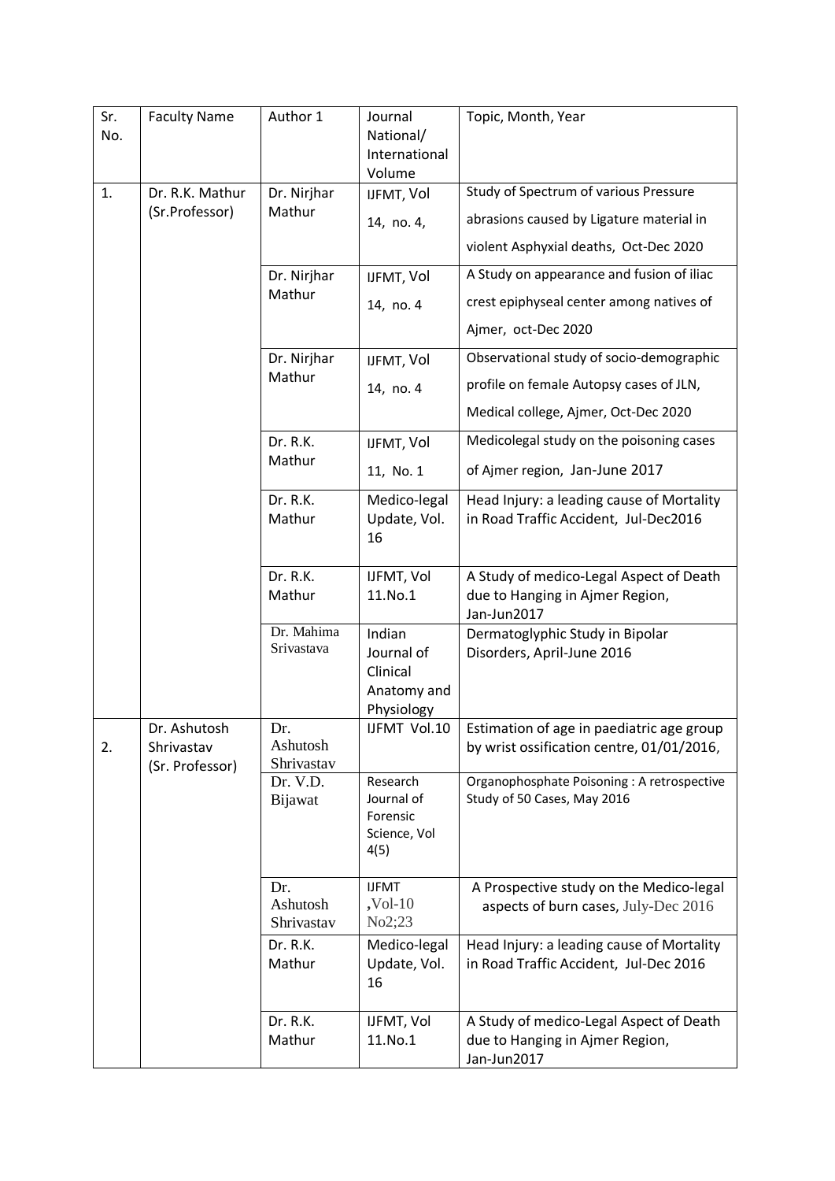| Sr. No. | Faculty Name | Author 1 | Journal National/ International Volume | Topic, Month, Year |
|---|---|---|---|---|
| 1. | Dr. R.K. Mathur (Sr.Professor) | Dr. Nirjhar Mathur | IJFMT, Vol 14, no. 4, | Study of Spectrum of various Pressure abrasions caused by Ligature material in violent Asphyxial deaths, Oct-Dec 2020 |
| | | Dr. Nirjhar Mathur | IJFMT, Vol 14, no. 4 | A Study on appearance and fusion of iliac crest epiphyseal center among natives of Ajmer, oct-Dec 2020 |
| | | Dr. Nirjhar Mathur | IJFMT, Vol 14, no. 4 | Observational study of socio-demographic profile on female Autopsy cases of JLN, Medical college, Ajmer, Oct-Dec 2020 |
| | | Dr. R.K. Mathur | IJFMT, Vol 11, No. 1 | Medicolegal study on the poisoning cases of Ajmer region, Jan-June 2017 |
| | | Dr. R.K. Mathur | Medico-legal Update, Vol. 16 | Head Injury: a leading cause of Mortality in Road Traffic Accident, Jul-Dec2016 |
| | | Dr. R.K. Mathur | IJFMT, Vol 11.No.1 | A Study of medico-Legal Aspect of Death due to Hanging in Ajmer Region, Jan-Jun2017 |
| | | Dr. Mahima Srivastava | Indian Journal of Clinical Anatomy and Physiology | Dermatoglyphic Study in Bipolar Disorders, April-June 2016 |
| 2. | Dr. Ashutosh Shrivastav (Sr. Professor) | Dr. Ashutosh Shrivastav | IJFMT Vol.10 | Estimation of age in paediatric age group by wrist ossification centre, 01/01/2016, |
| | | Dr. V.D. Bijawat | Research Journal of Forensic Science, Vol 4(5) | Organophosphate Poisoning : A retrospective Study of 50 Cases, May 2016 |
| | | Dr. Ashutosh Shrivastav | IJFMT ,Vol-10 No2;23 | A Prospective study on the Medico-legal aspects of burn cases, July-Dec 2016 |
| | | Dr. R.K. Mathur | Medico-legal Update, Vol. 16 | Head Injury: a leading cause of Mortality in Road Traffic Accident, Jul-Dec 2016 |
| | | Dr. R.K. Mathur | IJFMT, Vol 11.No.1 | A Study of medico-Legal Aspect of Death due to Hanging in Ajmer Region, Jan-Jun2017 |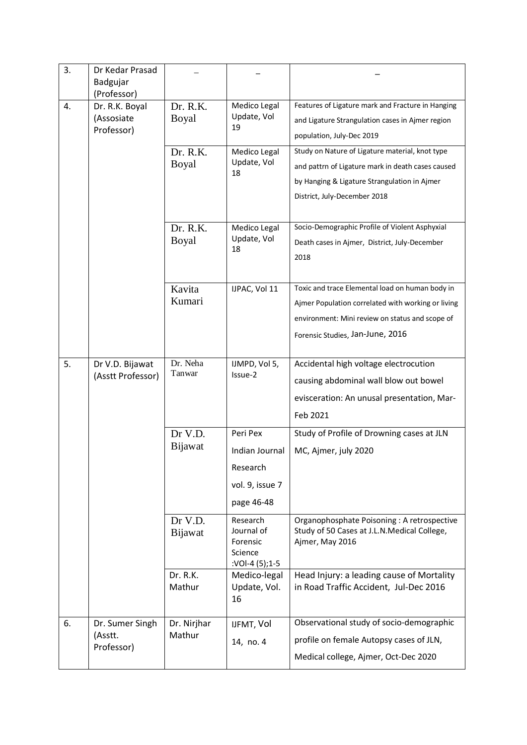| 3. | Dr Kedar Prasad Badgujar (Professor) | _ | _ | _ |
|---|---|---|---|---|
| 4. | Dr. R.K. Boyal (Assosiate Professor) | Dr. R.K. Boyal | Medico Legal Update, Vol 19 | Features of Ligature mark and Fracture in Hanging and Ligature Strangulation cases in Ajmer region population, July-Dec 2019 |
| | | Dr. R.K. Boyal | Medico Legal Update, Vol 18 | Study on Nature of Ligature material, knot type and pattrn of Ligature mark in death cases caused by Hanging & Ligature Strangulation in Ajmer District, July-December 2018 |
| | | Dr. R.K. Boyal | Medico Legal Update, Vol 18 | Socio-Demographic Profile of Violent Asphyxial Death cases in Ajmer, District, July-December 2018 |
| | | Kavita Kumari | IJPAC, Vol 11 | Toxic and trace Elemental load on human body in Ajmer Population correlated with working or living environment: Mini review on status and scope of Forensic Studies, Jan-June, 2016 |
| 5. | Dr V.D. Bijawat (Asstt Professor) | Dr. Neha Tanwar | IJMPD, Vol 5, Issue-2 | Accidental high voltage electrocution causing abdominal wall blow out bowel evisceration: An unusal presentation, Mar-Feb 2021 |
| | | Dr V.D. Bijawat | Peri Pex Indian Journal Research vol. 9, issue 7 page 46-48 | Study of Profile of Drowning cases at JLN MC, Ajmer, july 2020 |
| | | Dr V.D. Bijawat | Research Journal of Forensic Science :VOl-4 (5);1-5 | Organophosphate Poisoning : A retrospective Study of 50 Cases at J.L.N.Medical College, Ajmer, May 2016 |
| | | Dr. R.K. Mathur | Medico-legal Update, Vol. 16 | Head Injury: a leading cause of Mortality in Road Traffic Accident, Jul-Dec 2016 |
| 6. | Dr. Sumer Singh (Asstt. Professor) | Dr. Nirjhar Mathur | IJFMT, Vol 14, no. 4 | Observational study of socio-demographic profile on female Autopsy cases of JLN, Medical college, Ajmer, Oct-Dec 2020 |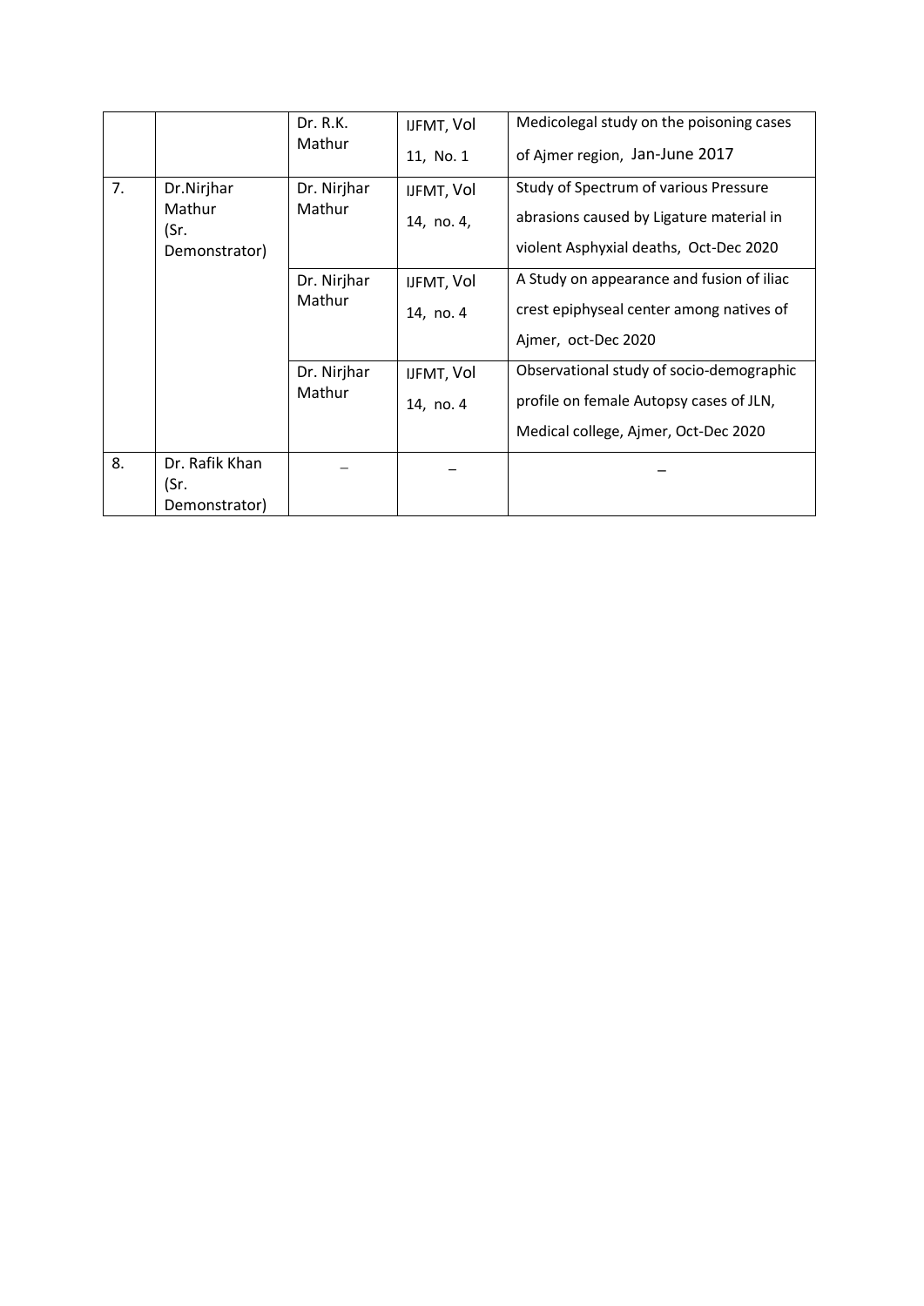| | | | | |
|---|---|---|---|---|
| | | Dr. R.K. Mathur | IJFMT, Vol 11, No. 1 | Medicolegal study on the poisoning cases of Ajmer region, Jan-June 2017 |
| 7. | Dr.Nirjhar Mathur (Sr. Demonstrator) | Dr. Nirjhar Mathur | IJFMT, Vol 14, no. 4, | Study of Spectrum of various Pressure abrasions caused by Ligature material in violent Asphyxial deaths, Oct-Dec 2020 |
| | | Dr. Nirjhar Mathur | IJFMT, Vol 14, no. 4 | A Study on appearance and fusion of iliac crest epiphyseal center among natives of Ajmer, oct-Dec 2020 |
| | | Dr. Nirjhar Mathur | IJFMT, Vol 14, no. 4 | Observational study of socio-demographic profile on female Autopsy cases of JLN, Medical college, Ajmer, Oct-Dec 2020 |
| 8. | Dr. Rafik Khan (Sr. Demonstrator) | – | – | – |